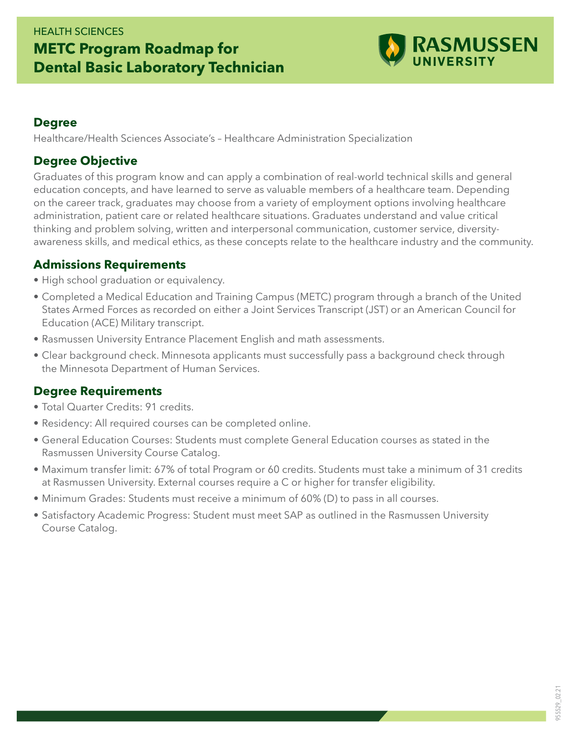HEALTH SCIENCES

# METC Program Roadmap for Dental Basic Laboratory Technician

RASMUSSEN UNIVERSITY

## Degree

Healthcare/Health Sciences Associate's – Healthcare Administration Specialization

## Degree Objective

Graduates of this program know and can apply a combination of real-world technical skills and general education concepts, and have learned to serve as valuable members of a healthcare team. Depending on the career track, graduates may choose from a variety of employment options involving healthcare administration, patient care or related healthcare situations. Graduates understand and value critical thinking and problem solving, written and interpersonal communication, customer service, diversity-awareness skills, and medical ethics, as these concepts relate to the healthcare industry and the community.

## Admissions Requirements

- High school graduation or equivalency.
- Completed a Medical Education and Training Campus (METC) program through a branch of the United States Armed Forces as recorded on either a Joint Services Transcript (JST) or an American Council for Education (ACE) Military transcript.
- Rasmussen University Entrance Placement English and math assessments.
- Clear background check. Minnesota applicants must successfully pass a background check through the Minnesota Department of Human Services.

## Degree Requirements

- Total Quarter Credits: 91 credits.
- Residency: All required courses can be completed online.
- General Education Courses: Students must complete General Education courses as stated in the Rasmussen University Course Catalog.
- Maximum transfer limit: 67% of total Program or 60 credits. Students must take a minimum of 31 credits at Rasmussen University. External courses require a C or higher for transfer eligibility.
- Minimum Grades: Students must receive a minimum of 60% (D) to pass in all courses.
- Satisfactory Academic Progress: Student must meet SAP as outlined in the Rasmussen University Course Catalog.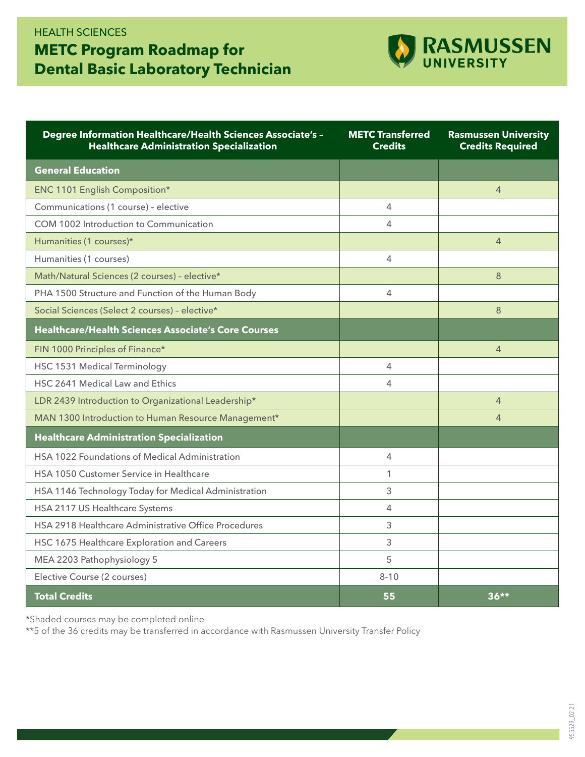HEALTH SCIENCES

# METC Program Roadmap for Dental Basic Laboratory Technician

| Degree Information Healthcare/Health Sciences Associate's – Healthcare Administration Specialization | METC Transferred Credits | Rasmussen University Credits Required |
|---|---|---|
| **General Education** | | |
| ENC 1101 English Composition* | | 4 |
| Communications (1 course) – elective | 4 | |
| COM 1002 Introduction to Communication | 4 | |
| Humanities (1 courses)* | | 4 |
| Humanities (1 courses) | 4 | |
| Math/Natural Sciences (2 courses) – elective* | | 8 |
| PHA 1500 Structure and Function of the Human Body | 4 | |
| Social Sciences (Select 2 courses) – elective* | | 8 |
| **Healthcare/Health Sciences Associate's Core Courses** | | |
| FIN 1000 Principles of Finance* | | 4 |
| HSC 1531 Medical Terminology | 4 | |
| HSC 2641 Medical Law and Ethics | 4 | |
| LDR 2439 Introduction to Organizational Leadership* | | 4 |
| MAN 1300 Introduction to Human Resource Management* | | 4 |
| **Healthcare Administration Specialization** | | |
| HSA 1022 Foundations of Medical Administration | 4 | |
| HSA 1050 Customer Service in Healthcare | 1 | |
| HSA 1146 Technology Today for Medical Administration | 3 | |
| HSA 2117 US Healthcare Systems | 4 | |
| HSA 2918 Healthcare Administrative Office Procedures | 3 | |
| HSC 1675 Healthcare Exploration and Careers | 3 | |
| MEA 2203 Pathophysiology 5 | 5 | |
| Elective Course (2 courses) | 8-10 | |
| **Total Credits** | **55** | **36**** |

*Shaded courses may be completed online

**5 of the 36 credits may be transferred in accordance with Rasmussen University Transfer Policy